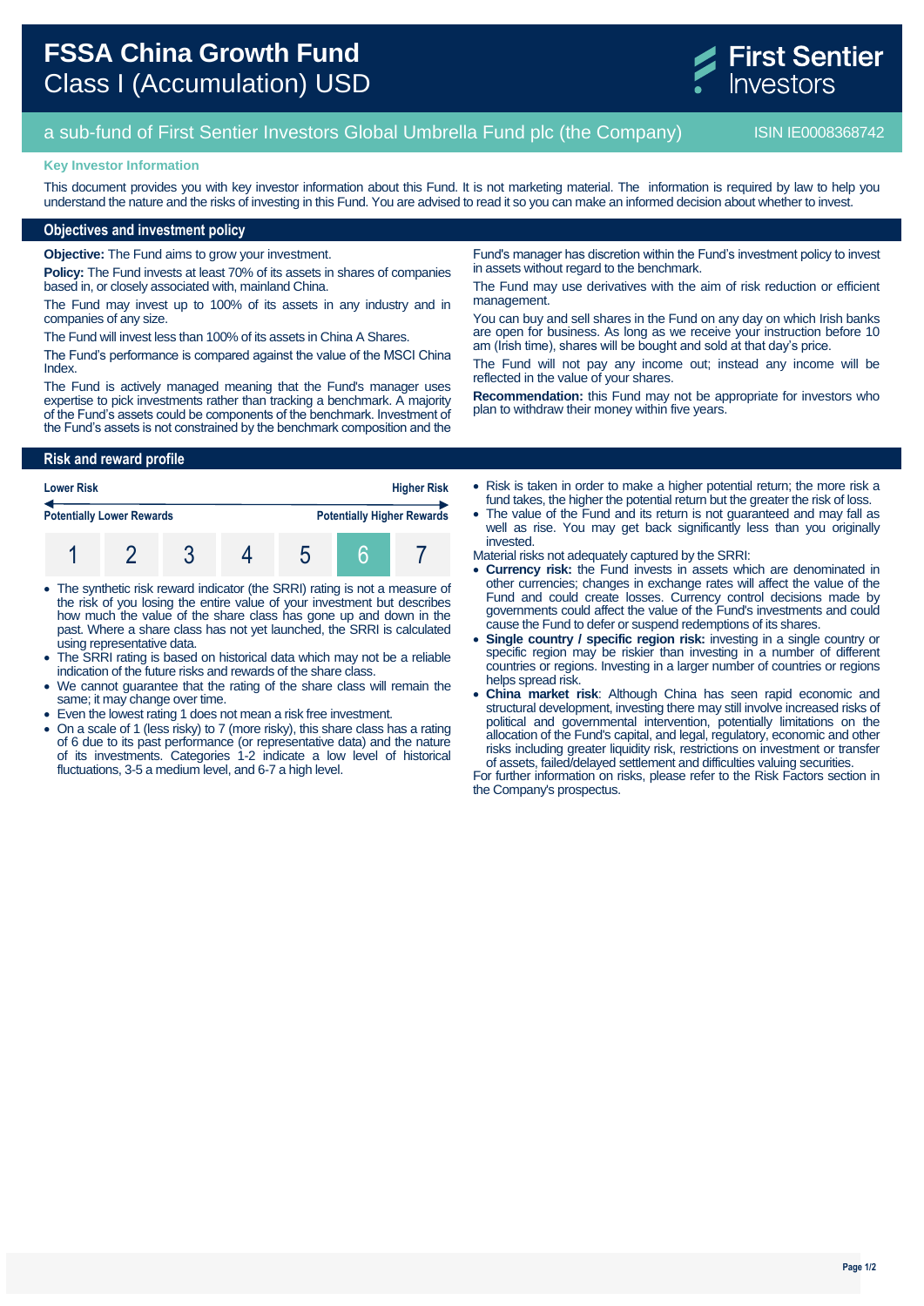# FSSA China Growth Fund
## Class I (Accumulation) USD

First Sentier Investors

a sub-fund of First Sentier Investors Global Umbrella Fund plc (the Company) ISIN IE0008368742

**Key Investor Information**

This document provides you with key investor information about this Fund. It is not marketing material. The information is required by law to help you understand the nature and the risks of investing in this Fund. You are advised to read it so you can make an informed decision about whether to invest.

## Objectives and investment policy

**Objective:** The Fund aims to grow your investment.

**Policy:** The Fund invests at least 70% of its assets in shares of companies based in, or closely associated with, mainland China.

The Fund may invest up to 100% of its assets in any industry and in companies of any size.

The Fund will invest less than 100% of its assets in China A Shares.

The Fund's performance is compared against the value of the MSCI China Index.

The Fund is actively managed meaning that the Fund's manager uses expertise to pick investments rather than tracking a benchmark. A majority of the Fund's assets could be components of the benchmark. Investment of the Fund's assets is not constrained by the benchmark composition and the Fund's manager has discretion within the Fund's investment policy to invest in assets without regard to the benchmark.

The Fund may use derivatives with the aim of risk reduction or efficient management.

You can buy and sell shares in the Fund on any day on which Irish banks are open for business. As long as we receive your instruction before 10 am (Irish time), shares will be bought and sold at that day's price.

The Fund will not pay any income out; instead any income will be reflected in the value of your shares.

**Recommendation:** this Fund may not be appropriate for investors who plan to withdraw their money within five years.

## Risk and reward profile

| Lower Risk | | | | | | Higher Risk |
|---|---|---|---|---|---|---|
| Potentially Lower Rewards | | | | | | Potentially Higher Rewards |
| 1 | 2 | 3 | 4 | 5 | **6** | 7 |

- The synthetic risk reward indicator (the SRRI) rating is not a measure of the risk of you losing the entire value of your investment but describes how much the value of the share class has gone up and down in the past. Where a share class has not yet launched, the SRRI is calculated using representative data.
- The SRRI rating is based on historical data which may not be a reliable indication of the future risks and rewards of the share class.
- We cannot guarantee that the rating of the share class will remain the same; it may change over time.
- Even the lowest rating 1 does not mean a risk free investment.
- On a scale of 1 (less risky) to 7 (more risky), this share class has a rating of 6 due to its past performance (or representative data) and the nature of its investments. Categories 1-2 indicate a low level of historical fluctuations, 3-5 a medium level, and 6-7 a high level.
- Risk is taken in order to make a higher potential return; the more risk a fund takes, the higher the potential return but the greater the risk of loss.
- The value of the Fund and its return is not guaranteed and may fall as well as rise. You may get back significantly less than you originally invested.

Material risks not adequately captured by the SRRI:

- **Currency risk:** the Fund invests in assets which are denominated in other currencies; changes in exchange rates will affect the value of the Fund and could create losses. Currency control decisions made by governments could affect the value of the Fund's investments and could cause the Fund to defer or suspend redemptions of its shares.
- **Single country / specific region risk:** investing in a single country or specific region may be riskier than investing in a number of different countries or regions. Investing in a larger number of countries or regions helps spread risk.
- **China market risk**: Although China has seen rapid economic and structural development, investing there may still involve increased risks of political and governmental intervention, potentially limitations on the allocation of the Fund's capital, and legal, regulatory, economic and other risks including greater liquidity risk, restrictions on investment or transfer of assets, failed/delayed settlement and difficulties valuing securities.

For further information on risks, please refer to the Risk Factors section in the Company's prospectus.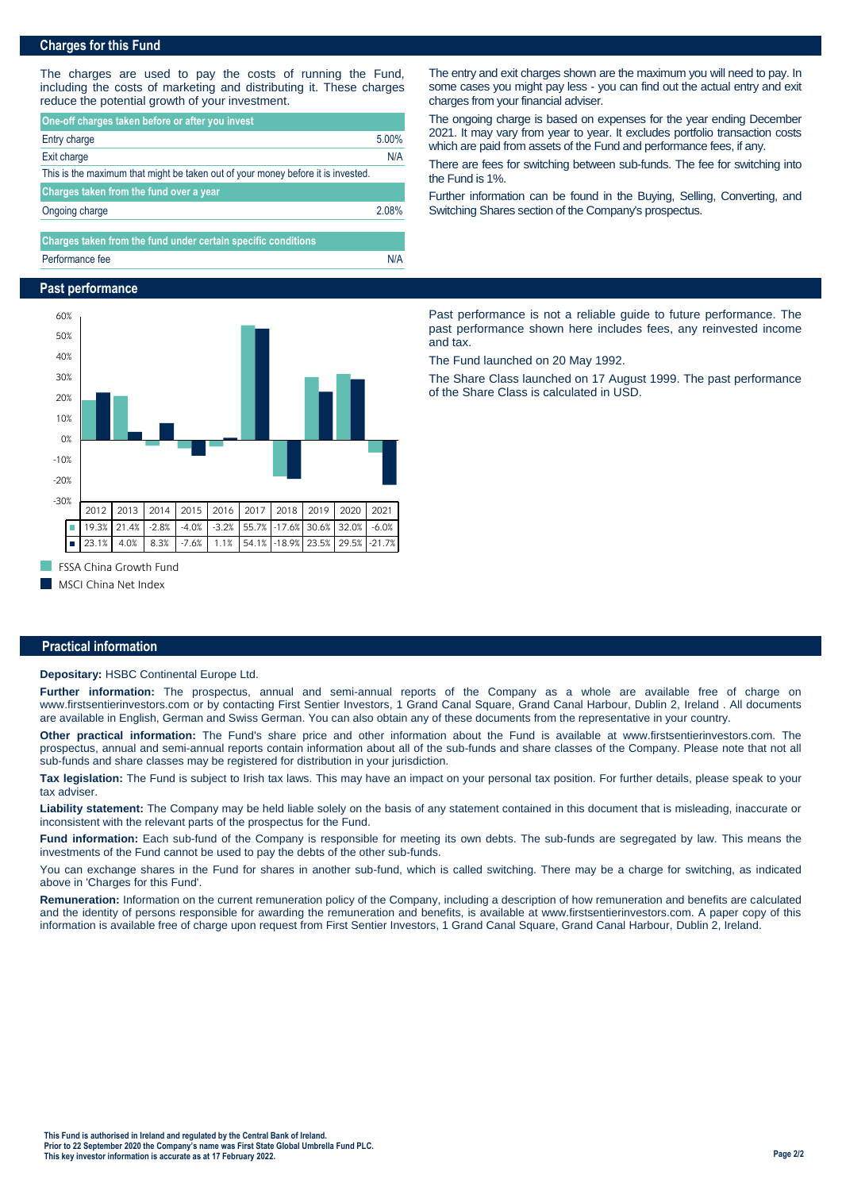## Charges for this Fund

The charges are used to pay the costs of running the Fund, including the costs of marketing and distributing it. These charges reduce the potential growth of your investment.

| One-off charges taken before or after you invest | |
|---|---|
| Entry charge | 5.00% |
| Exit charge | N/A |
| This is the maximum that might be taken out of your money before it is invested. | |
| **Charges taken from the fund over a year** | |
| Ongoing charge | 2.08% |
| **Charges taken from the fund under certain specific conditions** | |
| Performance fee | N/A |

The entry and exit charges shown are the maximum you will need to pay. In some cases you might pay less - you can find out the actual entry and exit charges from your financial adviser.

The ongoing charge is based on expenses for the year ending December 2021. It may vary from year to year. It excludes portfolio transaction costs which are paid from assets of the Fund and performance fees, if any.

There are fees for switching between sub-funds. The fee for switching into the Fund is 1%.

Further information can be found in the Buying, Selling, Converting, and Switching Shares section of the Company's prospectus.

## Past performance

60%
50%
40%
30%
20%
10%
0%
-10%
-20%
-30%

2012 2013 2014 2015 2016 2017 2018 2019 2020 2021

19.3% 21.4% -2.8% -4.0% -3.2% 55.7% -17.6% 30.6% 32.0% -6.0%

23.1% 4.0% 8.3% -7.6% 1.1% 54.1% -18.9% 23.5% 29.5% -21.7%

FSSA China Growth Fund

MSCI China Net Index

Past performance is not a reliable guide to future performance. The past performance shown here includes fees, any reinvested income and tax.

The Fund launched on 20 May 1992.

The Share Class launched on 17 August 1999. The past performance of the Share Class is calculated in USD.

## Practical information

**Depositary:** HSBC Continental Europe Ltd.

**Further information:** The prospectus, annual and semi-annual reports of the Company as a whole are available free of charge on www.firstsentierinvestors.com or by contacting First Sentier Investors, 1 Grand Canal Square, Grand Canal Harbour, Dublin 2, Ireland . All documents are available in English, German and Swiss German. You can also obtain any of these documents from the representative in your country.

**Other practical information:** The Fund's share price and other information about the Fund is available at www.firstsentierinvestors.com. The prospectus, annual and semi-annual reports contain information about all of the sub-funds and share classes of the Company. Please note that not all sub-funds and share classes may be registered for distribution in your jurisdiction.

**Tax legislation:** The Fund is subject to Irish tax laws. This may have an impact on your personal tax position. For further details, please speak to your tax adviser.

**Liability statement:** The Company may be held liable solely on the basis of any statement contained in this document that is misleading, inaccurate or inconsistent with the relevant parts of the prospectus for the Fund.

**Fund information:** Each sub-fund of the Company is responsible for meeting its own debts. The sub-funds are segregated by law. This means the investments of the Fund cannot be used to pay the debts of the other sub-funds.

You can exchange shares in the Fund for shares in another sub-fund, which is called switching. There may be a charge for switching, as indicated above in 'Charges for this Fund'.

**Remuneration:** Information on the current remuneration policy of the Company, including a description of how remuneration and benefits are calculated and the identity of persons responsible for awarding the remuneration and benefits, is available at www.firstsentierinvestors.com. A paper copy of this information is available free of charge upon request from First Sentier Investors, 1 Grand Canal Square, Grand Canal Harbour, Dublin 2, Ireland.

**This Fund is authorised in Ireland and regulated by the Central Bank of Ireland.**
**Prior to 22 September 2020 the Company's name was First State Global Umbrella Fund PLC.**
**This key investor information is accurate as at 17 February 2022.**